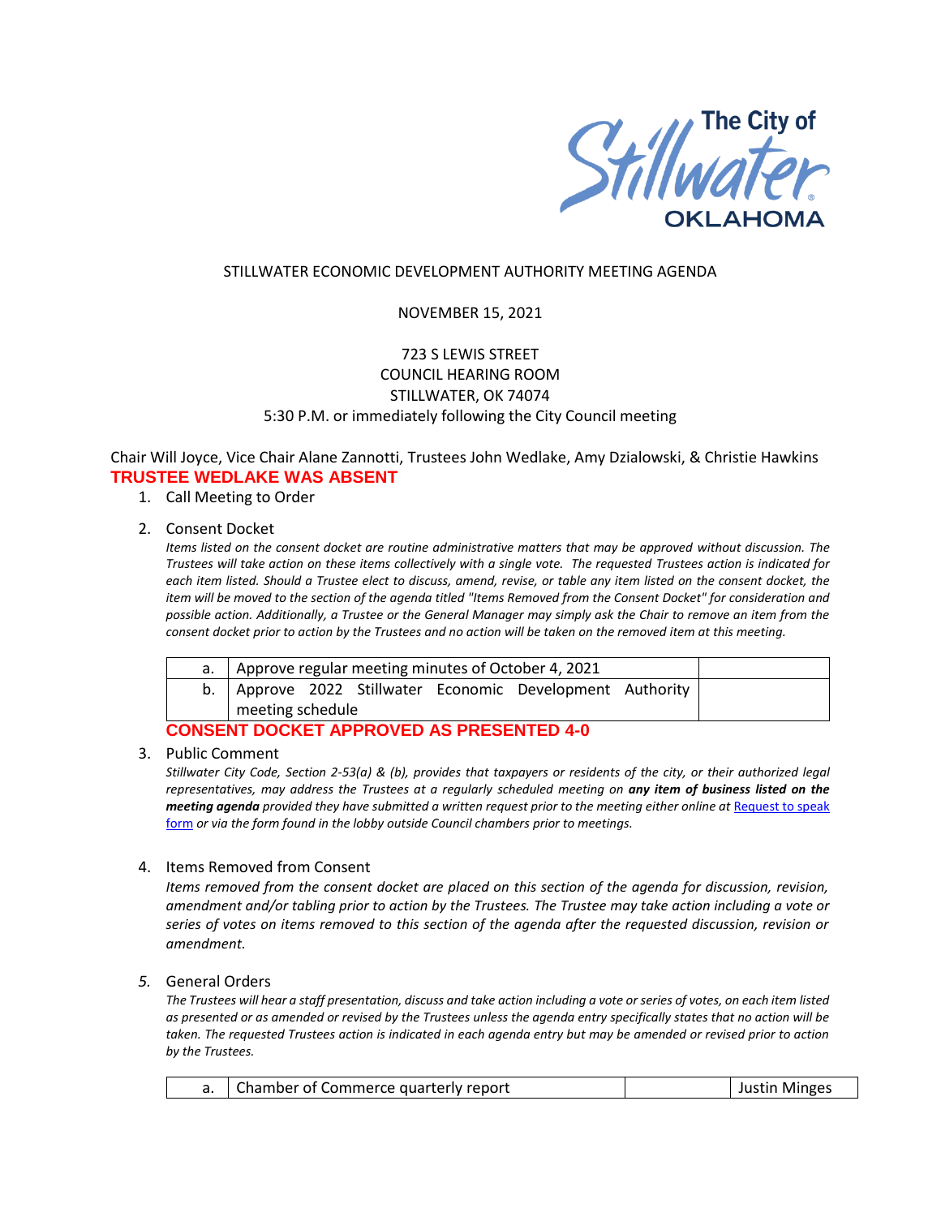The City of Stillwater OKLAHOMA

STILLWATER ECONOMIC DEVELOPMENT AUTHORITY MEETING AGENDA

NOVEMBER 15, 2021

723 S LEWIS STREET
COUNCIL HEARING ROOM
STILLWATER, OK 74074
5:30 P.M. or immediately following the City Council meeting

Chair Will Joyce, Vice Chair Alane Zannotti, Trustees John Wedlake, Amy Dzialowski, & Christie Hawkins

**TRUSTEE WEDLAKE WAS ABSENT**

1. Call Meeting to Order

2. Consent Docket

   *Items listed on the consent docket are routine administrative matters that may be approved without discussion. The Trustees will take action on these items collectively with a single vote. The requested Trustees action is indicated for each item listed. Should a Trustee elect to discuss, amend, revise, or table any item listed on the consent docket, the item will be moved to the section of the agenda titled "Items Removed from the Consent Docket" for consideration and possible action. Additionally, a Trustee or the General Manager may simply ask the Chair to remove an item from the consent docket prior to action by the Trustees and no action will be taken on the removed item at this meeting.*

| | | |
|---|---|---|
| a. | Approve regular meeting minutes of October 4, 2021 | |
| b. | Approve 2022 Stillwater Economic Development Authority meeting schedule | |

   **CONSENT DOCKET APPROVED AS PRESENTED 4-0**

3. Public Comment

   *Stillwater City Code, Section 2-53(a) & (b), provides that taxpayers or residents of the city, or their authorized legal representatives, may address the Trustees at a regularly scheduled meeting on* ***any item of business listed on the meeting agenda*** *provided they have submitted a written request prior to the meeting either online at* [Request to speak form] *or via the form found in the lobby outside Council chambers prior to meetings.*

4. Items Removed from Consent

   *Items removed from the consent docket are placed on this section of the agenda for discussion, revision, amendment and/or tabling prior to action by the Trustees. The Trustee may take action including a vote or series of votes on items removed to this section of the agenda after the requested discussion, revision or amendment.*

5. General Orders

   *The Trustees will hear a staff presentation, discuss and take action including a vote or series of votes, on each item listed as presented or as amended or revised by the Trustees unless the agenda entry specifically states that no action will be taken. The requested Trustees action is indicated in each agenda entry but may be amended or revised prior to action by the Trustees.*

| | | | |
|---|---|---|---|
| a. | Chamber of Commerce quarterly report | | Justin Minges |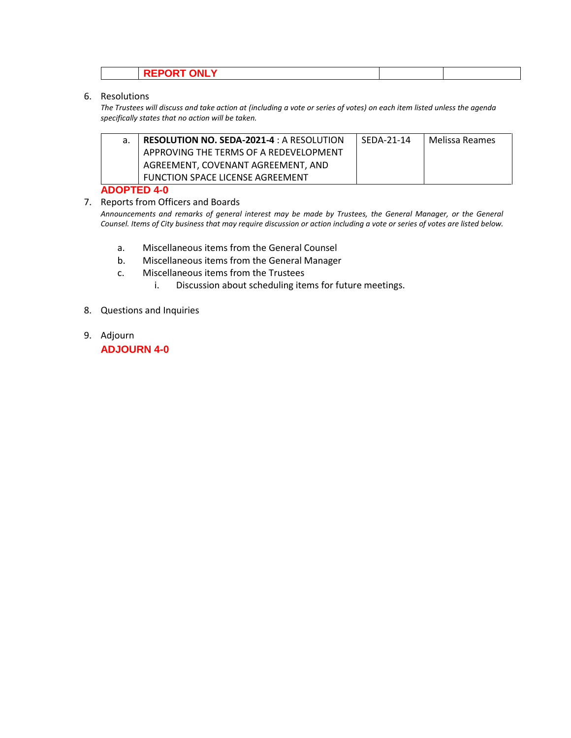| | | | |
|---|---|---|---|
| | REPORT ONLY | | |

6. Resolutions

*The Trustees will discuss and take action at (including a vote or series of votes) on each item listed unless the agenda specifically states that no action will be taken.*

| | | | |
|---|---|---|---|
| a. | **RESOLUTION NO. SEDA-2021-4** : A RESOLUTION APPROVING THE TERMS OF A REDEVELOPMENT AGREEMENT, COVENANT AGREEMENT, AND FUNCTION SPACE LICENSE AGREEMENT | SEDA-21-14 | Melissa Reames |

**ADOPTED 4-0**

7. Reports from Officers and Boards

*Announcements and remarks of general interest may be made by Trustees, the General Manager, or the General Counsel. Items of City business that may require discussion or action including a vote or series of votes are listed below.*

   a. Miscellaneous items from the General Counsel
   b. Miscellaneous items from the General Manager
   c. Miscellaneous items from the Trustees
      i. Discussion about scheduling items for future meetings.

8. Questions and Inquiries

9. Adjourn

**ADJOURN 4-0**